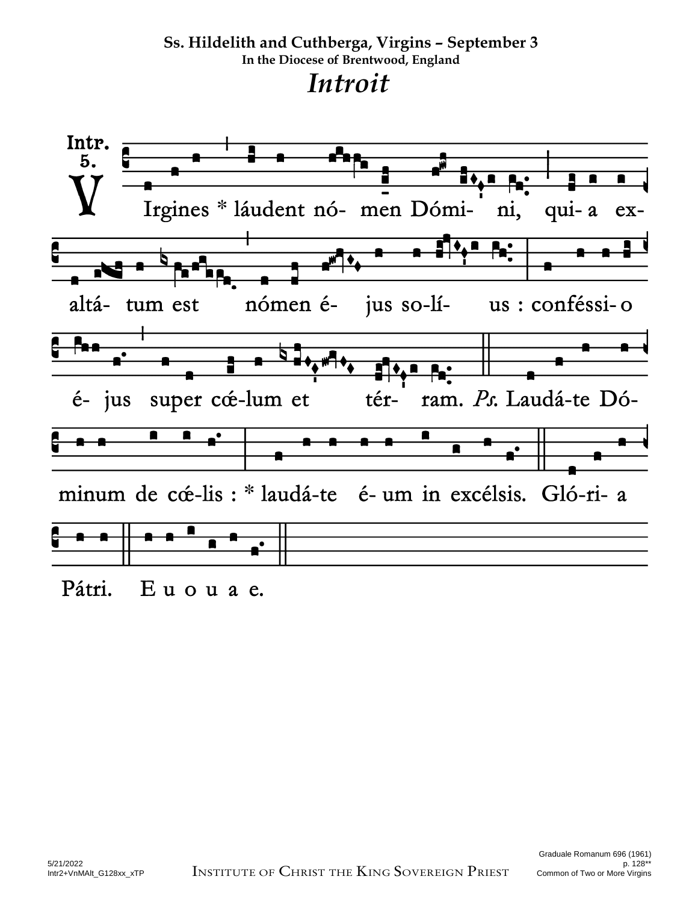**Ss. Hildelith and Cuthberga, Virgins – September 3**
**In the Diocese of Brentwood, England**

# *Introit*

Intr. 5.

VIrgines * láudent nó- men Dómi- ni, qui- a ex- altá- tum est nómen é- jus so-lí- us : confésssi- o é- jus super cǽ-lum et tér- ram. *Ps.* Laudá-te Dó-minum de cǽ-lis : * laudá-te é- um in excélsis. Gló-ri- a Pátri. E u o u a e.

Graduale Romanum 696 (1961)
p. 128**
Common of Two or More Virgins

5/21/2022
Intr2+VnMAlt_G128xx_xTP

INSTITUTE OF CHRIST THE KING SOVEREIGN PRIEST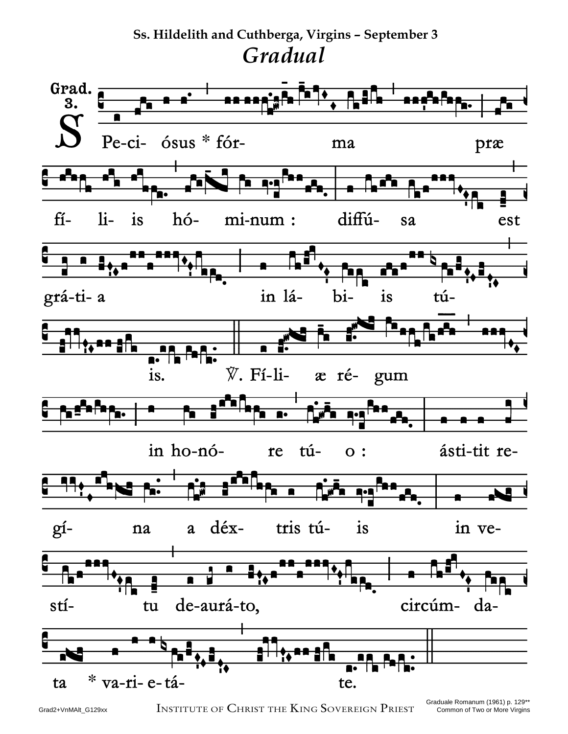**Ss. Hildelith and Cuthberga, Virgins – September 3**

# *Gradual*

Grad. 3.

SPe-ci- ósus * fór- ma præ fí- li- is hó- mi-num : diffú- sa est grá-ti- a in lá- bi- is tú- is. ℣. Fí-li- æ ré- gum in ho-nó- re tú- o : ásti-tit re- gí- na a déx- tris tú- is in ve- stí- tu de-aurá-to, circúm- da- ta * va-ri- e-tá- te.

Graduale Romanum (1961) p. 129**
Common of Two or More Virgins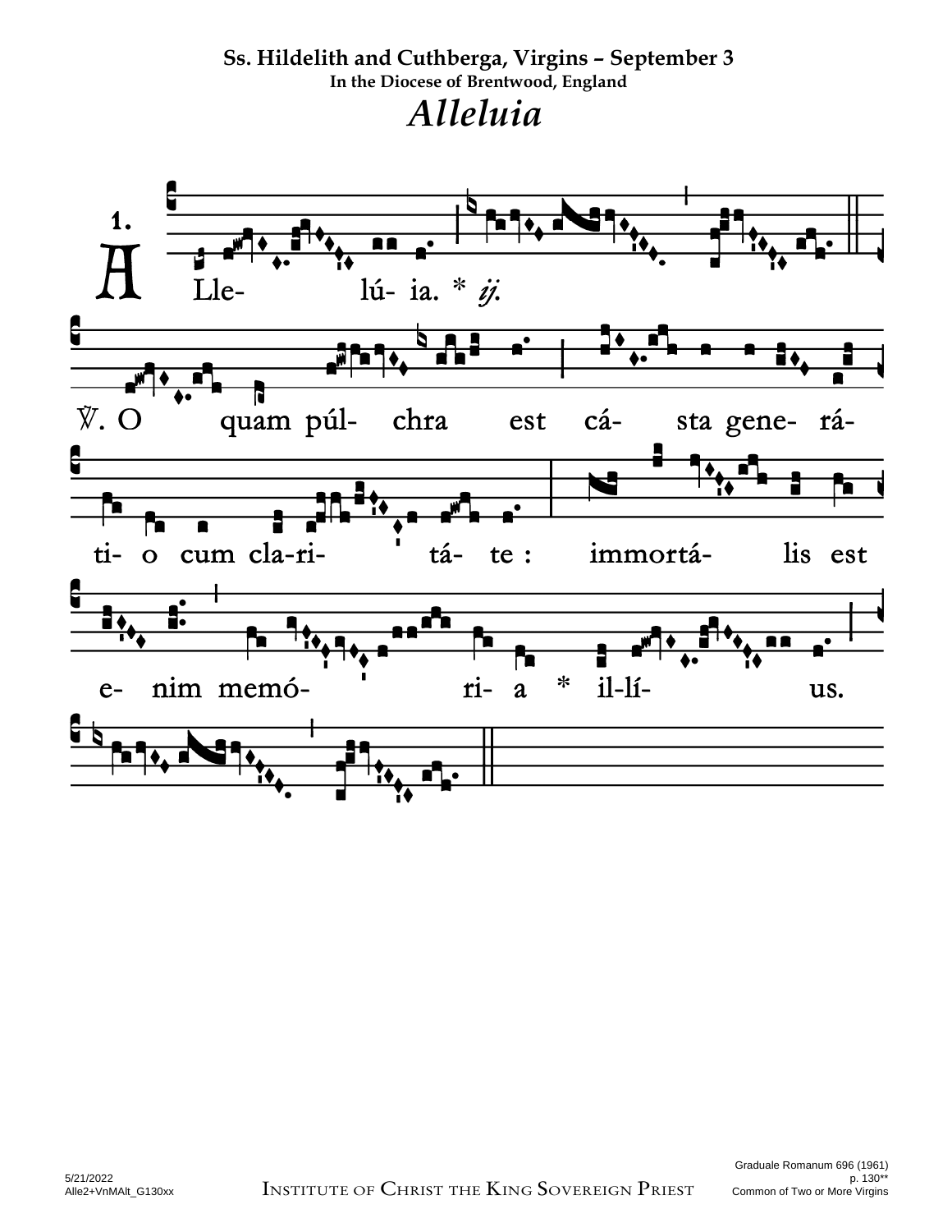# Ss. Hildelith and Cuthberga, Virgins – September 3

### In the Diocese of Brentwood, England

## *Alleluia*

1\. ALle- lú- ia. * *ij.*

℣. O quam púl- chra est cá- sta gene- rá- ti- o cum cla-ri- tá- te : immortá- lis est e- nim memó- ri- a * il-lí- us.

Graduale Romanum 696 (1961)
p. 130**
Common of Two or More Virgins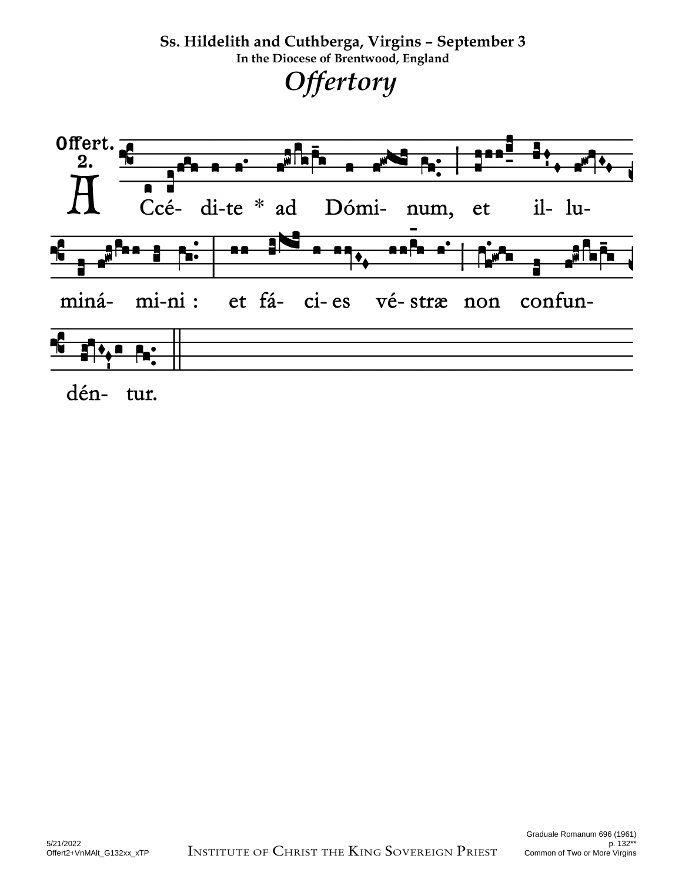**Ss. Hildelith and Cuthberga, Virgins – September 3**
**In the Diocese of Brentwood, England**

# *Offertory*

Offert. 2.

A Ccé- di-te * ad Dómi- num, et il- lu- minà- mi-ni : et fá- ci- es vé- stræ non confun- dén- tur.

Graduale Romanum 696 (1961)
p. 132**
Common of Two or More Virgins

5/21/2022
Offert2+VnMAlt_G132xx_xTP

Institute of Christ the King Sovereign Priest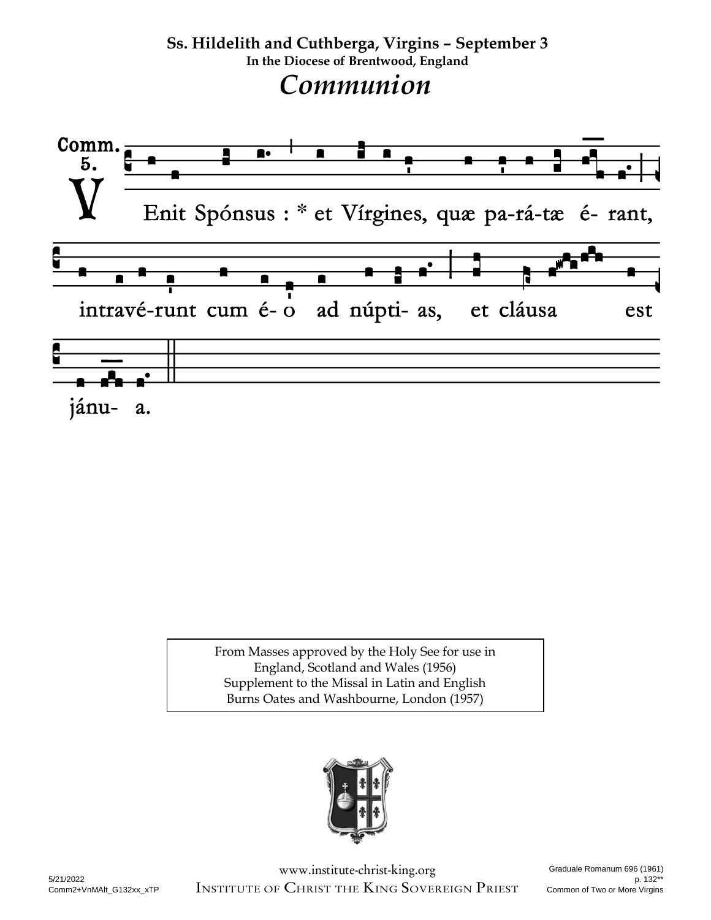**Ss. Hildelith and Cuthberga, Virgins – September 3**
**In the Diocese of Brentwood, England**

# *Communion*

Comm. 5.

VEnit Spónsus : * et Vírgines, quæ pa-rá-tæ é- rant, intravé-runt cum é- o ad núpti- as, et cláusa est jánu- a.

From Masses approved by the Holy See for use in England, Scotland and Wales (1956)
Supplement to the Missal in Latin and English
Burns Oates and Washbourne, London (1957)

www.institute-christ-king.org
INSTITUTE OF CHRIST THE KING SOVEREIGN PRIEST

5/21/2022
Comm2+VnMAlt_G132xx_xTP

Graduale Romanum 696 (1961)
p. 132**
Common of Two or More Virgins